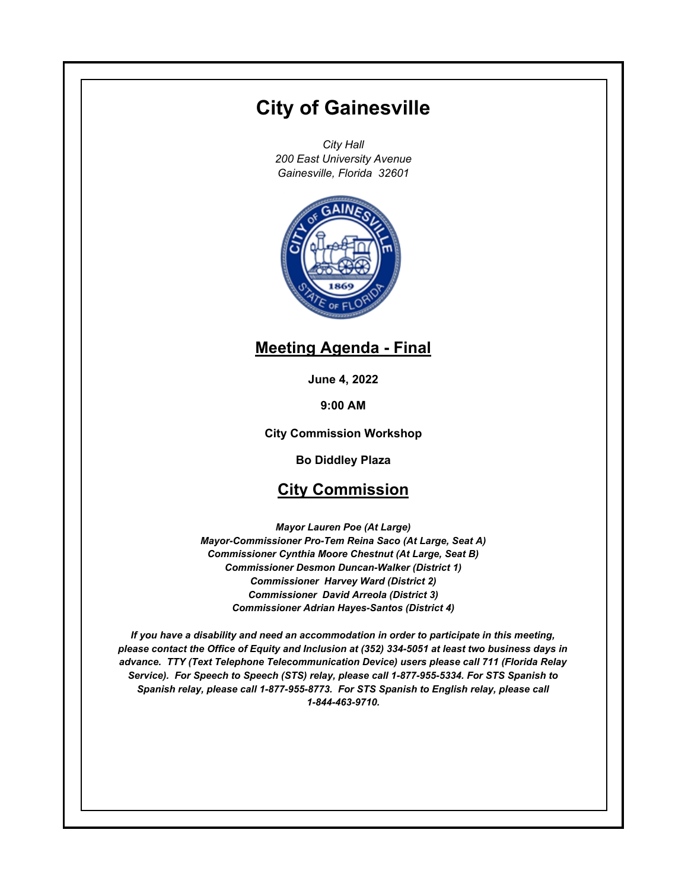# City of Gainesville

*City Hall*
*200 East University Avenue*
*Gainesville, Florida 32601*

## Meeting Agenda - Final

**June 4, 2022**

**9:00 AM**

**City Commission Workshop**

**Bo Diddley Plaza**

## City Commission

***Mayor Lauren Poe (At Large)***
***Mayor-Commissioner Pro-Tem Reina Saco (At Large, Seat A)***
***Commissioner Cynthia Moore Chestnut (At Large, Seat B)***
***Commissioner Desmon Duncan-Walker (District 1)***
***Commissioner Harvey Ward (District 2)***
***Commissioner David Arreola (District 3)***
***Commissioner Adrian Hayes-Santos (District 4)***

***If you have a disability and need an accommodation in order to participate in this meeting, please contact the Office of Equity and Inclusion at (352) 334-5051 at least two business days in advance. TTY (Text Telephone Telecommunication Device) users please call 711 (Florida Relay Service). For Speech to Speech (STS) relay, please call 1-877-955-5334. For STS Spanish to Spanish relay, please call 1-877-955-8773. For STS Spanish to English relay, please call 1-844-463-9710.***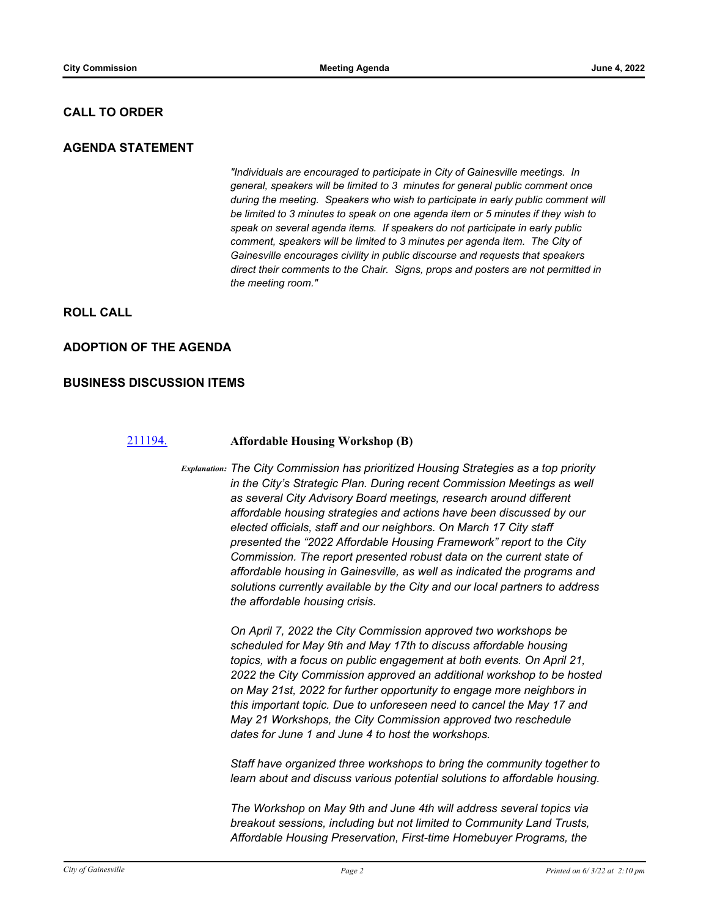## CALL TO ORDER

## AGENDA STATEMENT

*"Individuals are encouraged to participate in City of Gainesville meetings. In general, speakers will be limited to 3 minutes for general public comment once during the meeting. Speakers who wish to participate in early public comment will be limited to 3 minutes to speak on one agenda item or 5 minutes if they wish to speak on several agenda items. If speakers do not participate in early public comment, speakers will be limited to 3 minutes per agenda item. The City of Gainesville encourages civility in public discourse and requests that speakers direct their comments to the Chair. Signs, props and posters are not permitted in the meeting room."*

## ROLL CALL

## ADOPTION OF THE AGENDA

## BUSINESS DISCUSSION ITEMS

[211194.] **Affordable Housing Workshop (B)**

*Explanation:* *The City Commission has prioritized Housing Strategies as a top priority in the City's Strategic Plan. During recent Commission Meetings as well as several City Advisory Board meetings, research around different affordable housing strategies and actions have been discussed by our elected officials, staff and our neighbors. On March 17 City staff presented the "2022 Affordable Housing Framework" report to the City Commission. The report presented robust data on the current state of affordable housing in Gainesville, as well as indicated the programs and solutions currently available by the City and our local partners to address the affordable housing crisis.*

*On April 7, 2022 the City Commission approved two workshops be scheduled for May 9th and May 17th to discuss affordable housing topics, with a focus on public engagement at both events. On April 21, 2022 the City Commission approved an additional workshop to be hosted on May 21st, 2022 for further opportunity to engage more neighbors in this important topic. Due to unforeseen need to cancel the May 17 and May 21 Workshops, the City Commission approved two reschedule dates for June 1 and June 4 to host the workshops.*

*Staff have organized three workshops to bring the community together to learn about and discuss various potential solutions to affordable housing.*

*The Workshop on May 9th and June 4th will address several topics via breakout sessions, including but not limited to Community Land Trusts, Affordable Housing Preservation, First-time Homebuyer Programs, the*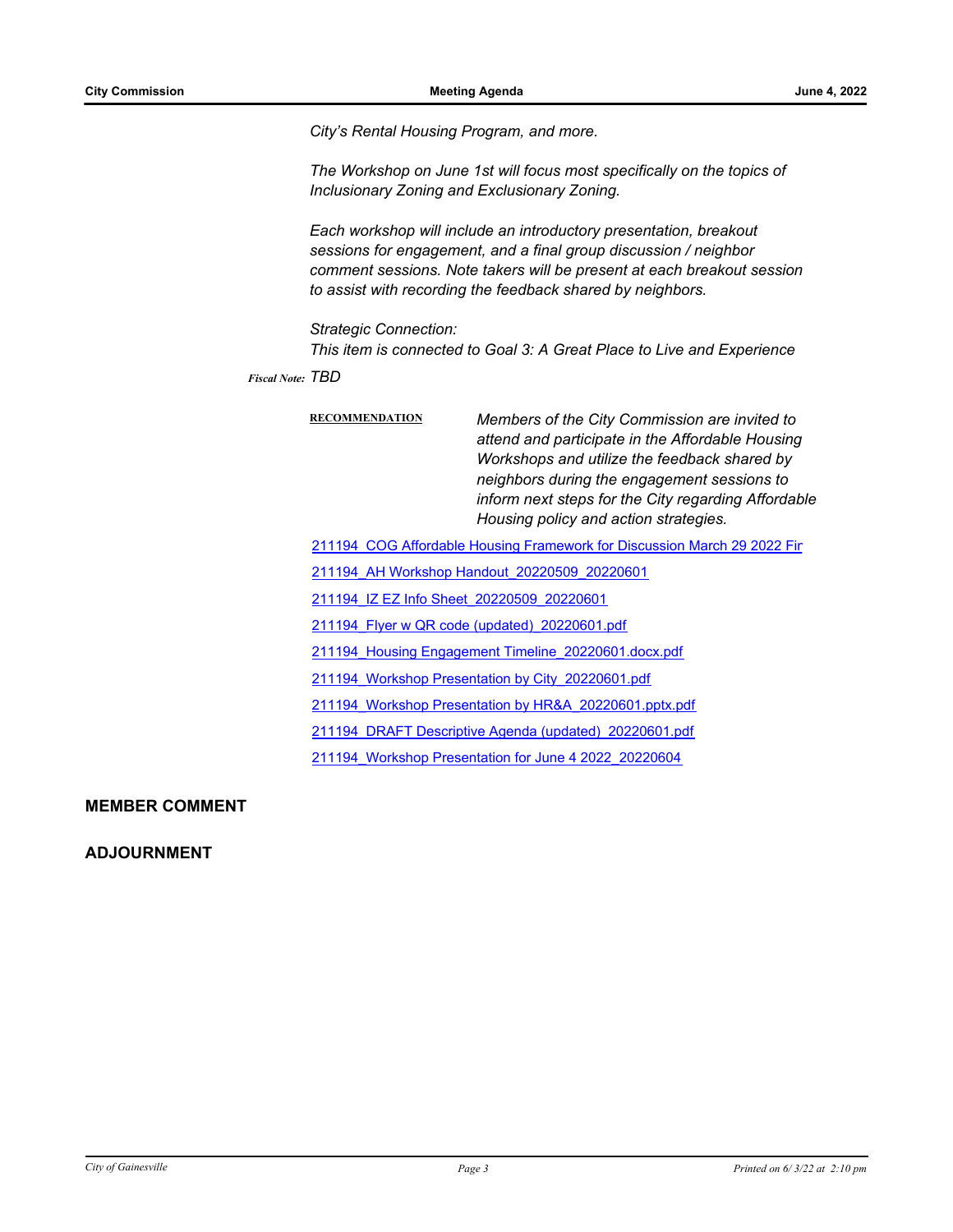*City's Rental Housing Program, and more.*

*The Workshop on June 1st will focus most specifically on the topics of Inclusionary Zoning and Exclusionary Zoning.*

*Each workshop will include an introductory presentation, breakout sessions for engagement, and a final group discussion / neighbor comment sessions. Note takers will be present at each breakout session to assist with recording the feedback shared by neighbors.*

*Strategic Connection:*
*This item is connected to Goal 3: A Great Place to Live and Experience*

***Fiscal Note:*** *TBD*

**RECOMMENDATION** *Members of the City Commission are invited to attend and participate in the Affordable Housing Workshops and utilize the feedback shared by neighbors during the engagement sessions to inform next steps for the City regarding Affordable Housing policy and action strategies.*

211194_COG Affordable Housing Framework for Discussion March 29 2022 Fir

211194_AH Workshop Handout_20220509_20220601

211194_IZ EZ Info Sheet_20220509_20220601

211194_Flyer w QR code (updated)_20220601.pdf

211194_Housing Engagement Timeline_20220601.docx.pdf

211194_Workshop Presentation by City_20220601.pdf

211194_Workshop Presentation by HR&A_20220601.pptx.pdf

211194_DRAFT Descriptive Agenda (updated)_20220601.pdf

211194_Workshop Presentation for June 4 2022_20220604

## MEMBER COMMENT

## ADJOURNMENT